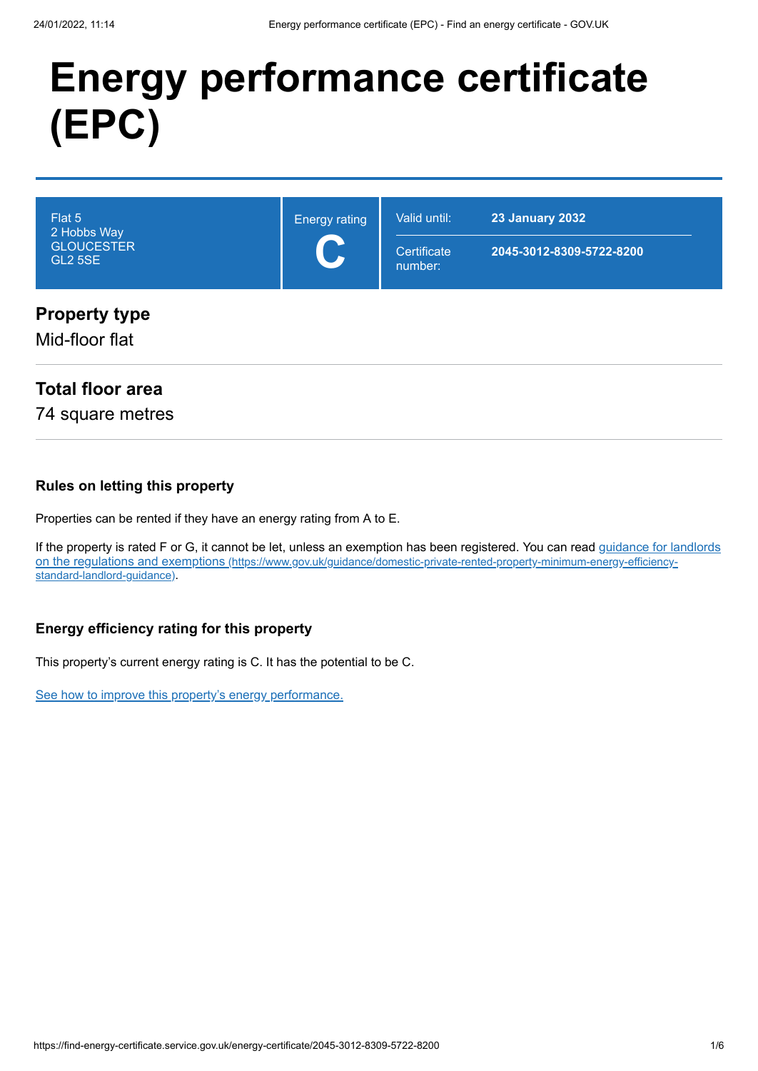# Energy performance certificate (EPC)

| | | | |
|---|---|---|---|
| Flat 5<br>2 Hobbs Way<br>GLOUCESTER<br>GL2 5SE | Energy rating<br>**C** | Valid until:<br>Certificate number: | **23 January 2032**<br>**2045-3012-8309-5722-8200** |

## Property type

Mid-floor flat

## Total floor area

74 square metres

### Rules on letting this property

Properties can be rented if they have an energy rating from A to E.

If the property is rated F or G, it cannot be let, unless an exemption has been registered. You can read [guidance for landlords on the regulations and exemptions](https://www.gov.uk/guidance/domestic-private-rented-property-minimum-energy-efficiency-standard-landlord-guidance) (https://www.gov.uk/guidance/domestic-private-rented-property-minimum-energy-efficiency-standard-landlord-guidance).

### Energy efficiency rating for this property

This property's current energy rating is C. It has the potential to be C.

[See how to improve this property's energy performance.]()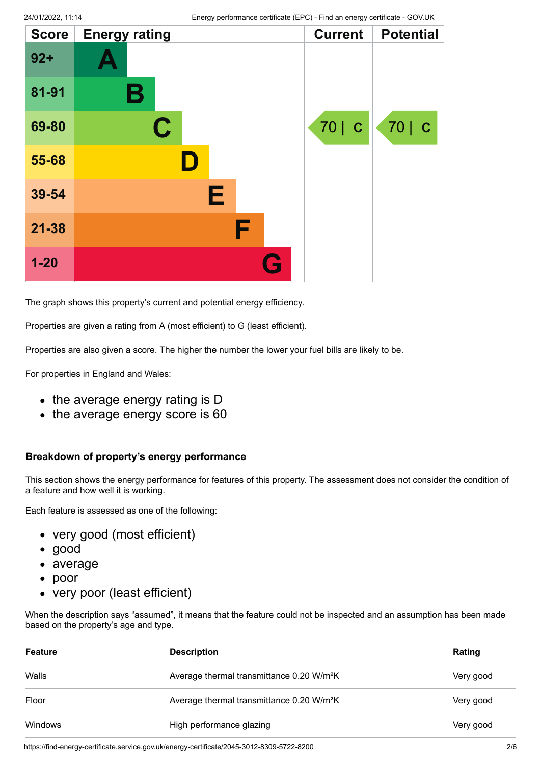| Score | Energy rating | Current | Potential |
| --- | --- | --- | --- |
| 92+ | A | | |
| 81-91 | B | | |
| 69-80 | C | 70 \| C | 70 \| C |
| 55-68 | D | | |
| 39-54 | E | | |
| 21-38 | F | | |
| 1-20 | G | | |

The graph shows this property's current and potential energy efficiency.

Properties are given a rating from A (most efficient) to G (least efficient).

Properties are also given a score. The higher the number the lower your fuel bills are likely to be.

For properties in England and Wales:

- the average energy rating is D
- the average energy score is 60

### Breakdown of property's energy performance

This section shows the energy performance for features of this property. The assessment does not consider the condition of a feature and how well it is working.

Each feature is assessed as one of the following:

- very good (most efficient)
- good
- average
- poor
- very poor (least efficient)

When the description says "assumed", it means that the feature could not be inspected and an assumption has been made based on the property's age and type.

| Feature | Description | Rating |
| --- | --- | --- |
| Walls | Average thermal transmittance 0.20 W/m²K | Very good |
| Floor | Average thermal transmittance 0.20 W/m²K | Very good |
| Windows | High performance glazing | Very good |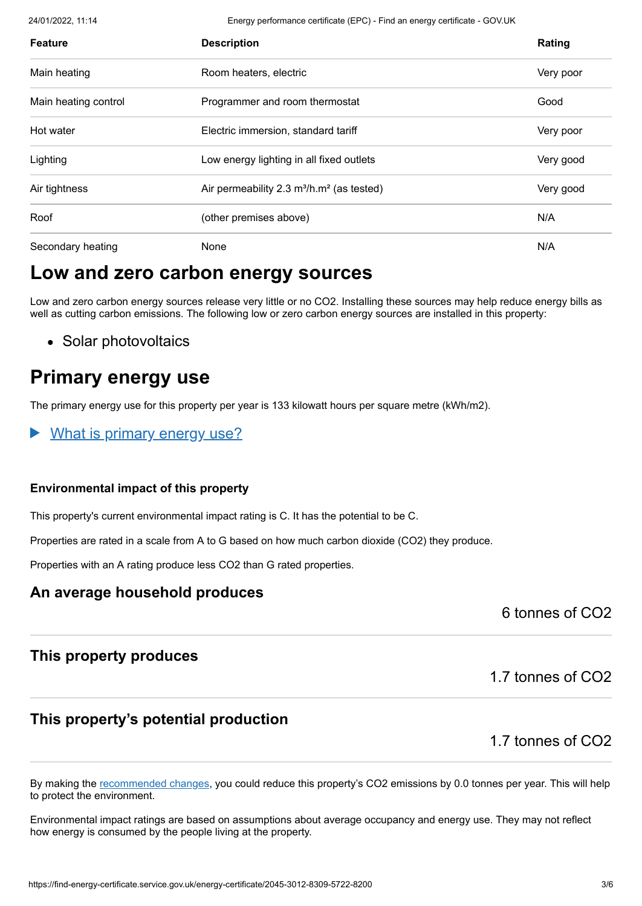| Feature | Description | Rating |
| --- | --- | --- |
| Main heating | Room heaters, electric | Very poor |
| Main heating control | Programmer and room thermostat | Good |
| Hot water | Electric immersion, standard tariff | Very poor |
| Lighting | Low energy lighting in all fixed outlets | Very good |
| Air tightness | Air permeability 2.3 m³/h.m² (as tested) | Very good |
| Roof | (other premises above) | N/A |
| Secondary heating | None | N/A |

## Low and zero carbon energy sources

Low and zero carbon energy sources release very little or no CO2. Installing these sources may help reduce energy bills as well as cutting carbon emissions. The following low or zero carbon energy sources are installed in this property:

- Solar photovoltaics

## Primary energy use

The primary energy use for this property per year is 133 kilowatt hours per square metre (kWh/m2).

▶ What is primary energy use?

### Environmental impact of this property

This property's current environmental impact rating is C. It has the potential to be C.

Properties are rated in a scale from A to G based on how much carbon dioxide (CO2) they produce.

Properties with an A rating produce less CO2 than G rated properties.

### An average household produces

6 tonnes of CO2

### This property produces

1.7 tonnes of CO2

### This property's potential production

1.7 tonnes of CO2

By making the recommended changes, you could reduce this property's CO2 emissions by 0.0 tonnes per year. This will help to protect the environment.

Environmental impact ratings are based on assumptions about average occupancy and energy use. They may not reflect how energy is consumed by the people living at the property.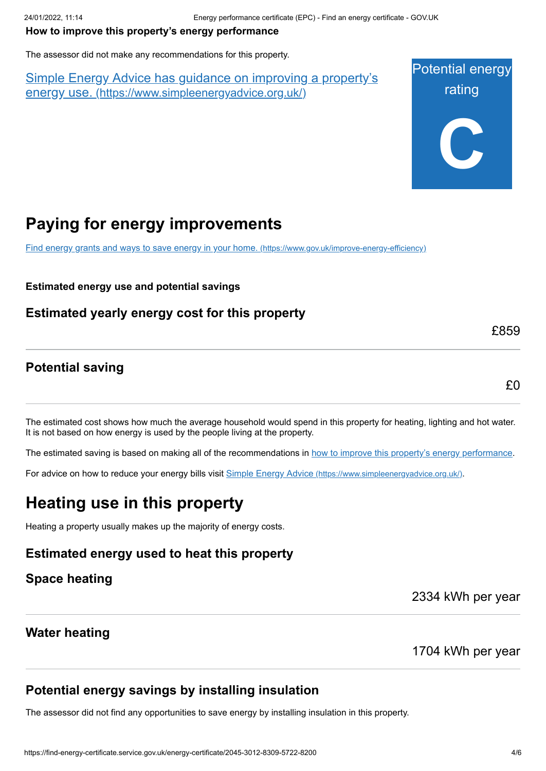**How to improve this property's energy performance**

The assessor did not make any recommendations for this property.

[Simple Energy Advice has guidance on improving a property's energy use. (https://www.simpleenergyadvice.org.uk/)](https://www.simpleenergyadvice.org.uk/)

Potential energy rating

**C**

# Paying for energy improvements

[Find energy grants and ways to save energy in your home. (https://www.gov.uk/improve-energy-efficiency)](https://www.gov.uk/improve-energy-efficiency)

**Estimated energy use and potential savings**

### Estimated yearly energy cost for this property

£859

### Potential saving

£0

The estimated cost shows how much the average household would spend in this property for heating, lighting and hot water. It is not based on how energy is used by the people living at the property.

The estimated saving is based on making all of the recommendations in how to improve this property's energy performance.

For advice on how to reduce your energy bills visit [Simple Energy Advice (https://www.simpleenergyadvice.org.uk/)](https://www.simpleenergyadvice.org.uk/).

# Heating use in this property

Heating a property usually makes up the majority of energy costs.

### Estimated energy used to heat this property

### Space heating

2334 kWh per year

### Water heating

1704 kWh per year

### Potential energy savings by installing insulation

The assessor did not find any opportunities to save energy by installing insulation in this property.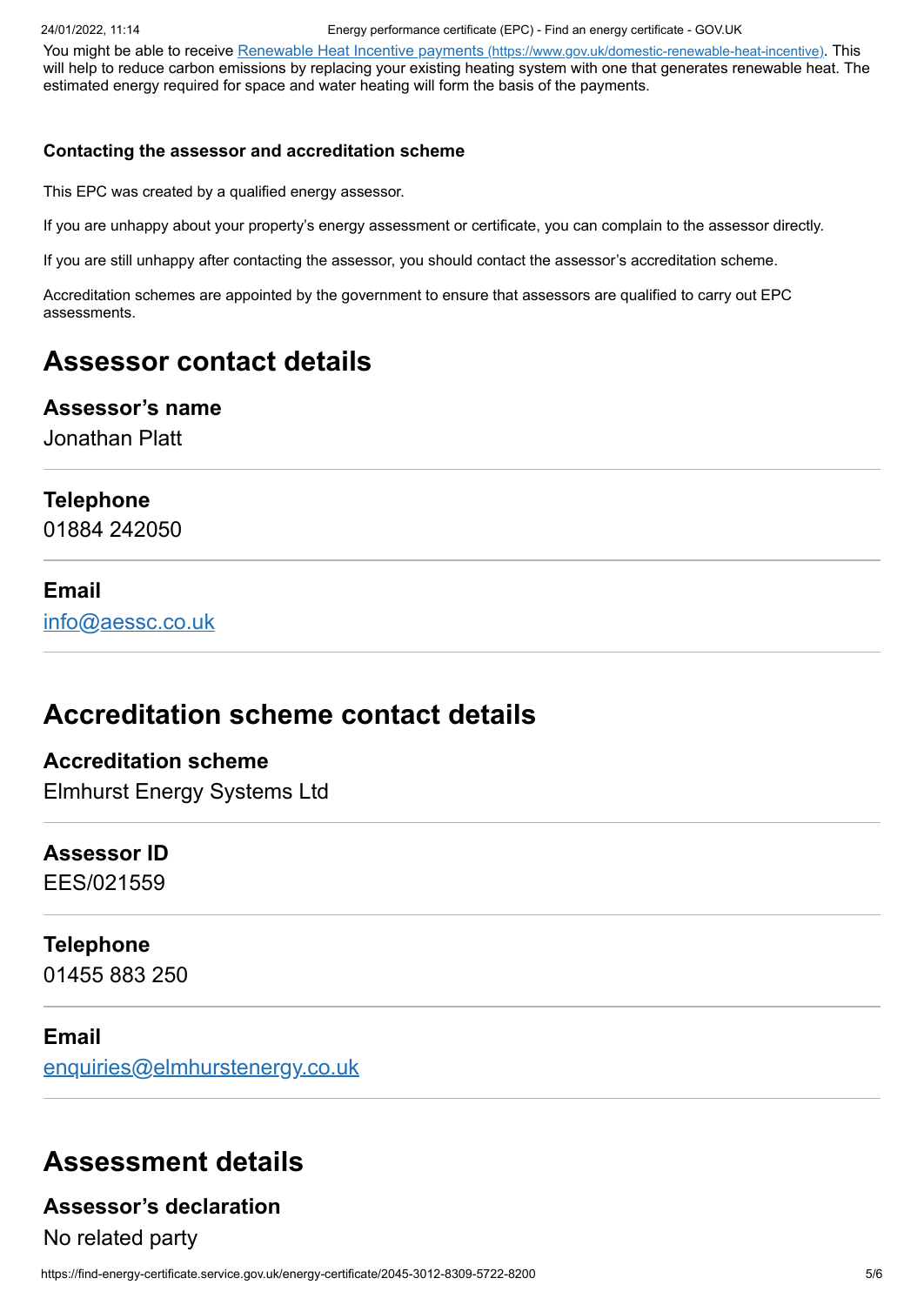You might be able to receive [Renewable Heat Incentive payments (https://www.gov.uk/domestic-renewable-heat-incentive)](https://www.gov.uk/domestic-renewable-heat-incentive). This will help to reduce carbon emissions by replacing your existing heating system with one that generates renewable heat. The estimated energy required for space and water heating will form the basis of the payments.

**Contacting the assessor and accreditation scheme**

This EPC was created by a qualified energy assessor.

If you are unhappy about your property's energy assessment or certificate, you can complain to the assessor directly.

If you are still unhappy after contacting the assessor, you should contact the assessor's accreditation scheme.

Accreditation schemes are appointed by the government to ensure that assessors are qualified to carry out EPC assessments.

## Assessor contact details

### Assessor's name

Jonathan Platt

### Telephone

01884 242050

### Email

info@aessc.co.uk

## Accreditation scheme contact details

### Accreditation scheme

Elmhurst Energy Systems Ltd

### Assessor ID

EES/021559

### Telephone

01455 883 250

### Email

enquiries@elmhurstenergy.co.uk

## Assessment details

### Assessor's declaration

No related party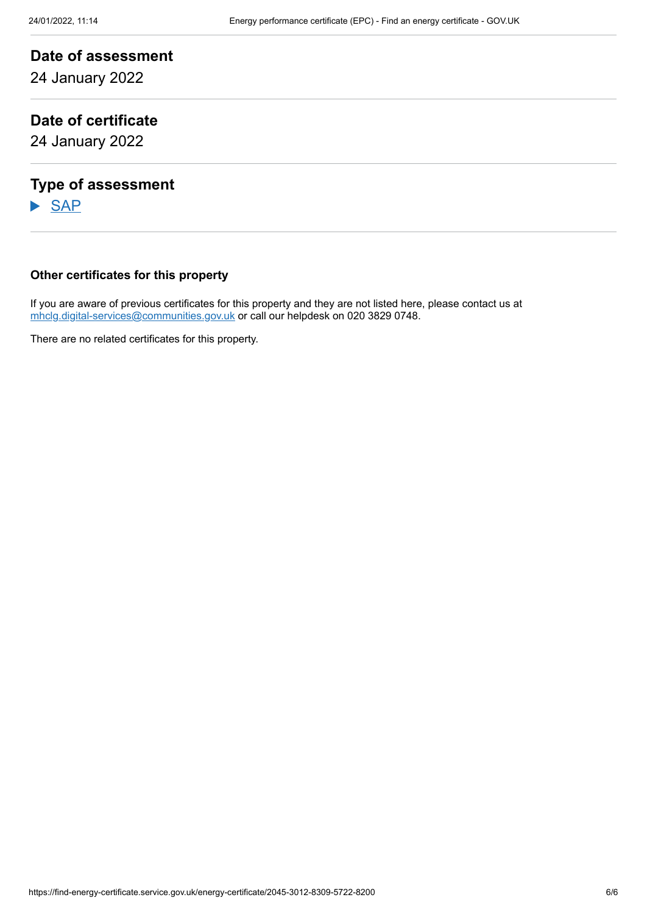## Date of assessment

24 January 2022

## Date of certificate

24 January 2022

## Type of assessment

▶ SAP

### Other certificates for this property

If you are aware of previous certificates for this property and they are not listed here, please contact us at mhclg.digital-services@communities.gov.uk or call our helpdesk on 020 3829 0748.

There are no related certificates for this property.